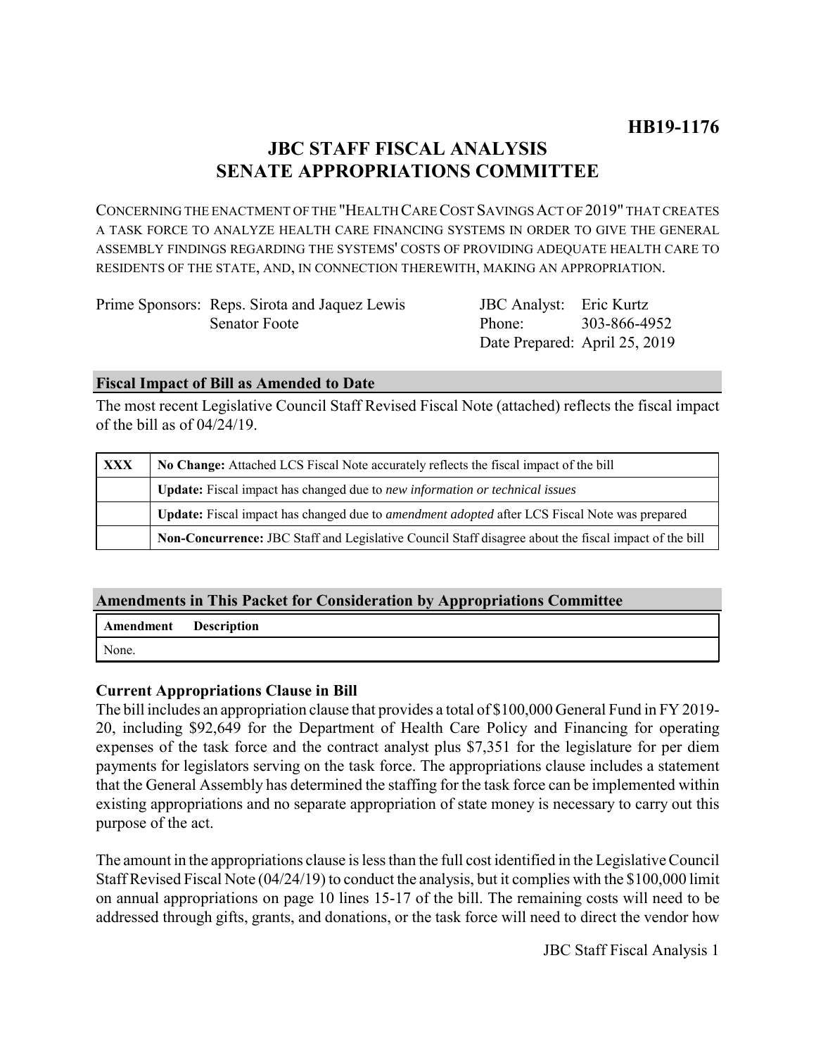**HB19-1176**

# JBC STAFF FISCAL ANALYSIS
# SENATE APPROPRIATIONS COMMITTEE

CONCERNING THE ENACTMENT OF THE "HEALTH CARE COST SAVINGS ACT OF 2019" THAT CREATES A TASK FORCE TO ANALYZE HEALTH CARE FINANCING SYSTEMS IN ORDER TO GIVE THE GENERAL ASSEMBLY FINDINGS REGARDING THE SYSTEMS' COSTS OF PROVIDING ADEQUATE HEALTH CARE TO RESIDENTS OF THE STATE, AND, IN CONNECTION THEREWITH, MAKING AN APPROPRIATION.

| | |
|---|---|
| Prime Sponsors: Reps. Sirota and Jaquez Lewis | JBC Analyst: Eric Kurtz |
| Senator Foote | Phone: 303-866-4952 |
| | Date Prepared: April 25, 2019 |

## Fiscal Impact of Bill as Amended to Date

The most recent Legislative Council Staff Revised Fiscal Note (attached) reflects the fiscal impact of the bill as of 04/24/19.

| | |
|---|---|
| XXX | **No Change:** Attached LCS Fiscal Note accurately reflects the fiscal impact of the bill |
| | **Update:** Fiscal impact has changed due to *new information or technical issues* |
| | **Update:** Fiscal impact has changed due to *amendment adopted* after LCS Fiscal Note was prepared |
| | **Non-Concurrence:** JBC Staff and Legislative Council Staff disagree about the fiscal impact of the bill |

## Amendments in This Packet for Consideration by Appropriations Committee

| Amendment | Description |
|---|---|
| None. | |

### Current Appropriations Clause in Bill

The bill includes an appropriation clause that provides a total of $100,000 General Fund in FY 2019-20, including $92,649 for the Department of Health Care Policy and Financing for operating expenses of the task force and the contract analyst plus $7,351 for the legislature for per diem payments for legislators serving on the task force. The appropriations clause includes a statement that the General Assembly has determined the staffing for the task force can be implemented within existing appropriations and no separate appropriation of state money is necessary to carry out this purpose of the act.

The amount in the appropriations clause is less than the full cost identified in the Legislative Council Staff Revised Fiscal Note (04/24/19) to conduct the analysis, but it complies with the $100,000 limit on annual appropriations on page 10 lines 15-17 of the bill. The remaining costs will need to be addressed through gifts, grants, and donations, or the task force will need to direct the vendor how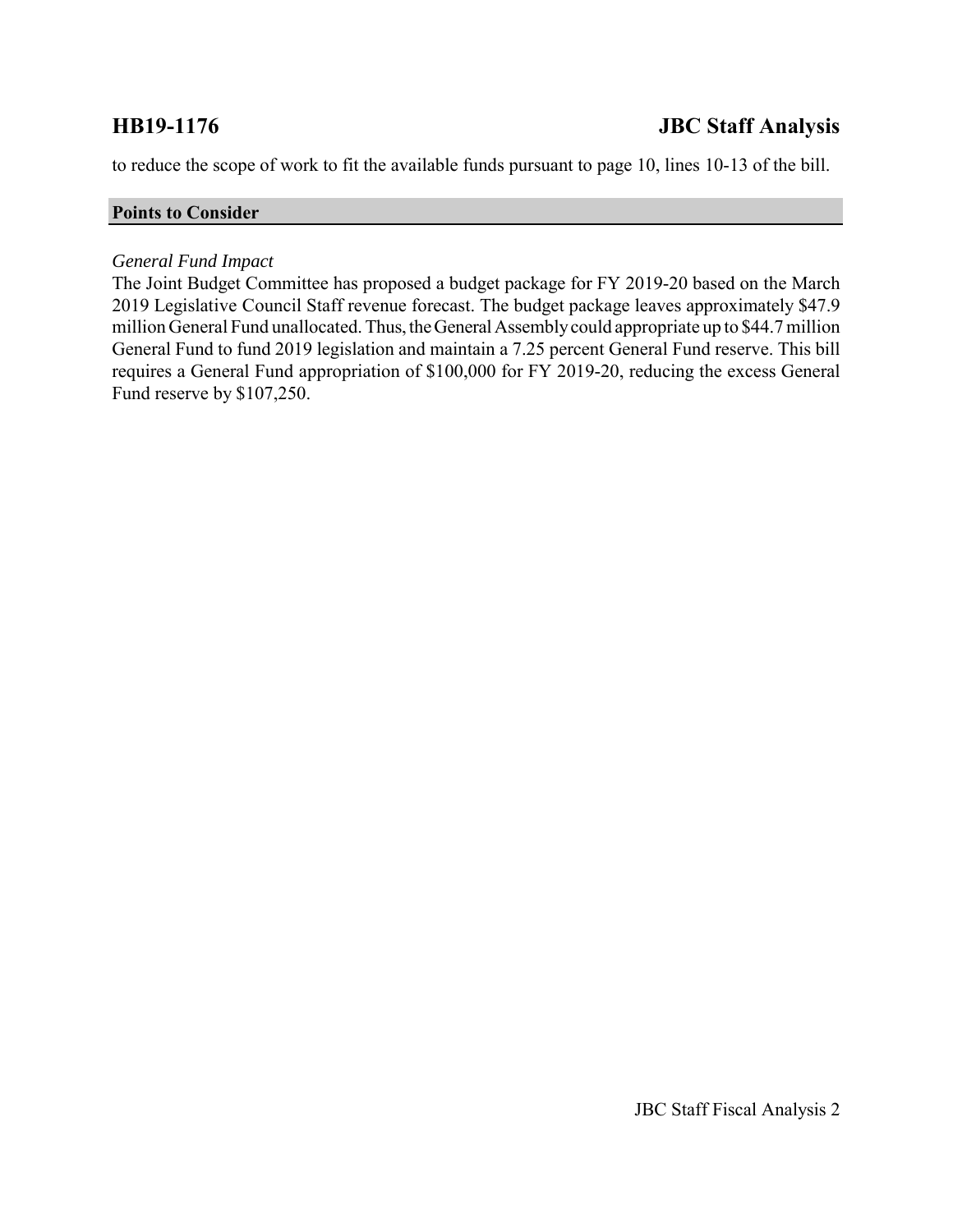to reduce the scope of work to fit the available funds pursuant to page 10, lines 10-13 of the bill.

## Points to Consider

*General Fund Impact*

The Joint Budget Committee has proposed a budget package for FY 2019-20 based on the March 2019 Legislative Council Staff revenue forecast. The budget package leaves approximately $47.9 million General Fund unallocated. Thus, the General Assembly could appropriate up to $44.7 million General Fund to fund 2019 legislation and maintain a 7.25 percent General Fund reserve. This bill requires a General Fund appropriation of $100,000 for FY 2019-20, reducing the excess General Fund reserve by $107,250.